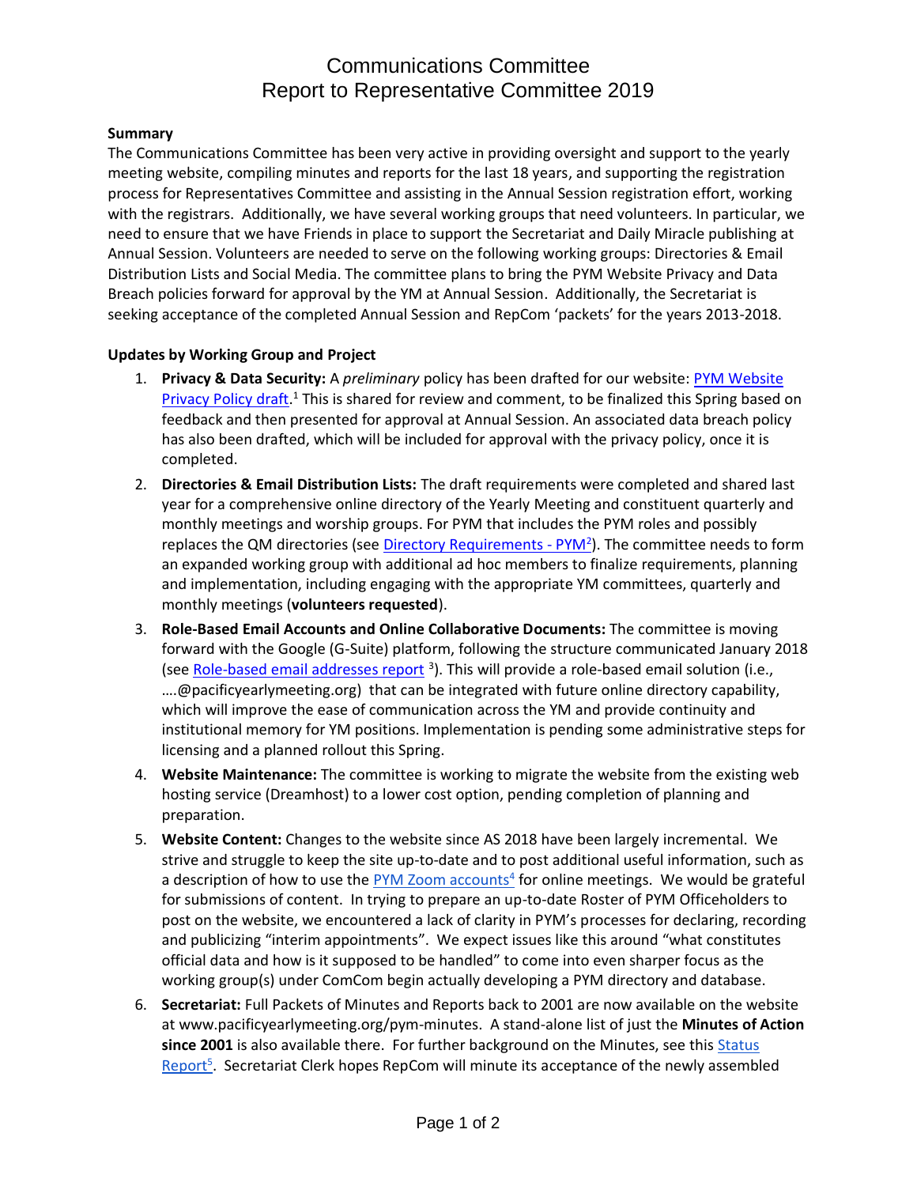# Communications Committee
# Report to Representative Committee 2019

**Summary**

The Communications Committee has been very active in providing oversight and support to the yearly meeting website, compiling minutes and reports for the last 18 years, and supporting the registration process for Representatives Committee and assisting in the Annual Session registration effort, working with the registrars. Additionally, we have several working groups that need volunteers. In particular, we need to ensure that we have Friends in place to support the Secretariat and Daily Miracle publishing at Annual Session. Volunteers are needed to serve on the following working groups: Directories & Email Distribution Lists and Social Media. The committee plans to bring the PYM Website Privacy and Data Breach policies forward for approval by the YM at Annual Session. Additionally, the Secretariat is seeking acceptance of the completed Annual Session and RepCom 'packets' for the years 2013-2018.

**Updates by Working Group and Project**

1. **Privacy & Data Security:** A *preliminary* policy has been drafted for our website: PYM Website Privacy Policy draft.[1] This is shared for review and comment, to be finalized this Spring based on feedback and then presented for approval at Annual Session. An associated data breach policy has also been drafted, which will be included for approval with the privacy policy, once it is completed.
2. **Directories & Email Distribution Lists:** The draft requirements were completed and shared last year for a comprehensive online directory of the Yearly Meeting and constituent quarterly and monthly meetings and worship groups. For PYM that includes the PYM roles and possibly replaces the QM directories (see Directory Requirements - PYM[2]). The committee needs to form an expanded working group with additional ad hoc members to finalize requirements, planning and implementation, including engaging with the appropriate YM committees, quarterly and monthly meetings (**volunteers requested**).
3. **Role-Based Email Accounts and Online Collaborative Documents:** The committee is moving forward with the Google (G-Suite) platform, following the structure communicated January 2018 (see Role-based email addresses report [3]). This will provide a role-based email solution (i.e., ….@pacificyearlymeeting.org) that can be integrated with future online directory capability, which will improve the ease of communication across the YM and provide continuity and institutional memory for YM positions. Implementation is pending some administrative steps for licensing and a planned rollout this Spring.
4. **Website Maintenance:** The committee is working to migrate the website from the existing web hosting service (Dreamhost) to a lower cost option, pending completion of planning and preparation.
5. **Website Content:** Changes to the website since AS 2018 have been largely incremental. We strive and struggle to keep the site up-to-date and to post additional useful information, such as a description of how to use the PYM Zoom accounts[4] for online meetings. We would be grateful for submissions of content. In trying to prepare an up-to-date Roster of PYM Officeholders to post on the website, we encountered a lack of clarity in PYM's processes for declaring, recording and publicizing "interim appointments". We expect issues like this around "what constitutes official data and how is it supposed to be handled" to come into even sharper focus as the working group(s) under ComCom begin actually developing a PYM directory and database.
6. **Secretariat:** Full Packets of Minutes and Reports back to 2001 are now available on the website at www.pacificyearlymeeting.org/pym-minutes. A stand-alone list of just the **Minutes of Action since 2001** is also available there. For further background on the Minutes, see this Status Report[5]. Secretariat Clerk hopes RepCom will minute its acceptance of the newly assembled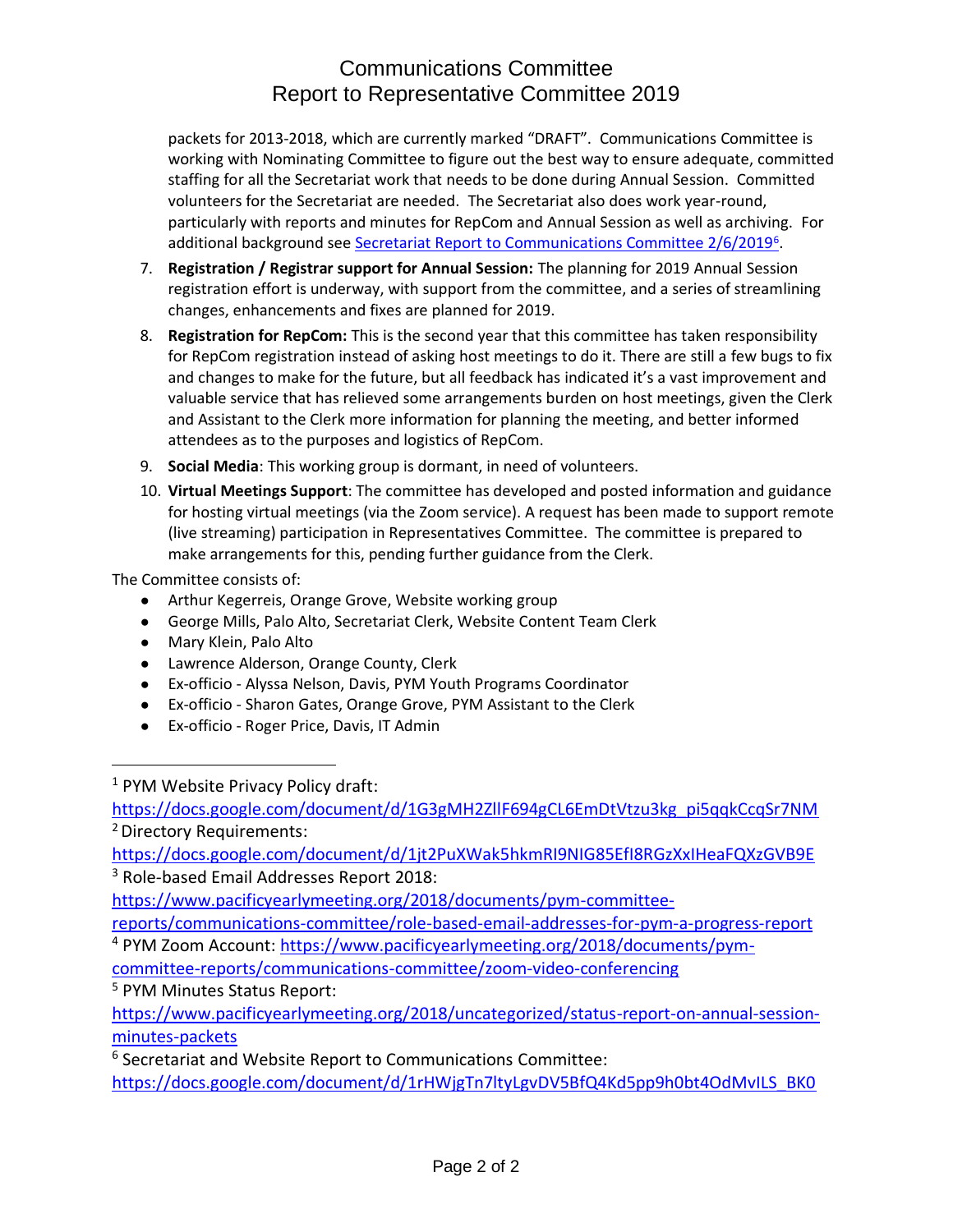packets for 2013-2018, which are currently marked "DRAFT". Communications Committee is working with Nominating Committee to figure out the best way to ensure adequate, committed staffing for all the Secretariat work that needs to be done during Annual Session. Committed volunteers for the Secretariat are needed. The Secretariat also does work year-round, particularly with reports and minutes for RepCom and Annual Session as well as archiving. For additional background see [Secretariat Report to Communications Committee 2/6/2019](https://docs.google.com/document/d/1rHWjgTn7ltyLgvDV5BfQ4Kd5pp9h0bt4OdMvILS_BK0)[6].

7. **Registration / Registrar support for Annual Session:** The planning for 2019 Annual Session registration effort is underway, with support from the committee, and a series of streamlining changes, enhancements and fixes are planned for 2019.
8. **Registration for RepCom:** This is the second year that this committee has taken responsibility for RepCom registration instead of asking host meetings to do it. There are still a few bugs to fix and changes to make for the future, but all feedback has indicated it's a vast improvement and valuable service that has relieved some arrangements burden on host meetings, given the Clerk and Assistant to the Clerk more information for planning the meeting, and better informed attendees as to the purposes and logistics of RepCom.
9. **Social Media**: This working group is dormant, in need of volunteers.
10. **Virtual Meetings Support**: The committee has developed and posted information and guidance for hosting virtual meetings (via the Zoom service). A request has been made to support remote (live streaming) participation in Representatives Committee. The committee is prepared to make arrangements for this, pending further guidance from the Clerk.

The Committee consists of:

- Arthur Kegerreis, Orange Grove, Website working group
- George Mills, Palo Alto, Secretariat Clerk, Website Content Team Clerk
- Mary Klein, Palo Alto
- Lawrence Alderson, Orange County, Clerk
- Ex-officio - Alyssa Nelson, Davis, PYM Youth Programs Coordinator
- Ex-officio - Sharon Gates, Orange Grove, PYM Assistant to the Clerk
- Ex-officio - Roger Price, Davis, IT Admin

---

[1] PYM Website Privacy Policy draft: https://docs.google.com/document/d/1G3gMH2ZllF694gCL6EmDtVtzu3kg_pi5qqkCcqSr7NM

[2] Directory Requirements: https://docs.google.com/document/d/1jt2PuXWak5hkmRI9NIG85EfI8RGzXxIHeaFQXzGVB9E

[3] Role-based Email Addresses Report 2018: https://www.pacificyearlymeeting.org/2018/documents/pym-committee-reports/communications-committee/role-based-email-addresses-for-pym-a-progress-report

[4] PYM Zoom Account: https://www.pacificyearlymeeting.org/2018/documents/pym-committee-reports/communications-committee/zoom-video-conferencing

[5] PYM Minutes Status Report: https://www.pacificyearlymeeting.org/2018/uncategorized/status-report-on-annual-session-minutes-packets

[6] Secretariat and Website Report to Communications Committee: https://docs.google.com/document/d/1rHWjgTn7ltyLgvDV5BfQ4Kd5pp9h0bt4OdMvILS_BK0